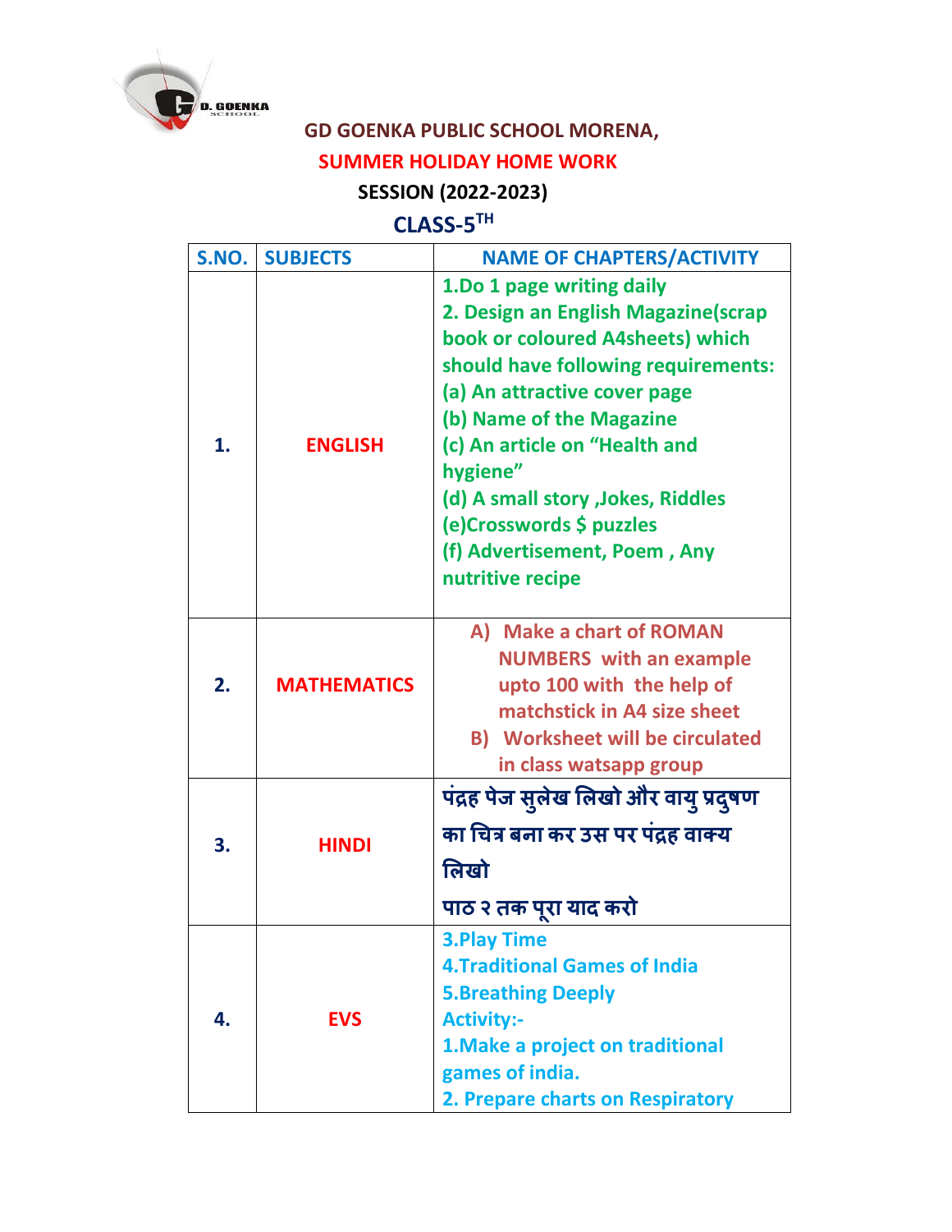# GD GOENKA PUBLIC SCHOOL MORENA,

## SUMMER HOLIDAY HOME WORK

### SESSION (2022-2023)

### CLASS-5TH

| S.NO. | SUBJECTS | NAME OF CHAPTERS/ACTIVITY |
|---|---|---|
| 1. | ENGLISH | 1.Do 1 page writing daily<br>2. Design an English Magazine(scrap book or coloured A4sheets) which should have following requirements:<br>(a) An attractive cover page<br>(b) Name of the Magazine<br>(c) An article on "Health and hygiene"<br>(d) A small story ,Jokes, Riddles<br>(e)Crosswords $ puzzles<br>(f) Advertisement, Poem , Any nutritive recipe |
| 2. | MATHEMATICS | A) Make a chart of ROMAN NUMBERS with an example upto 100 with the help of matchstick in A4 size sheet<br>B) Worksheet will be circulated in class watsapp group |
| 3. | HINDI | पंद्रह पेज सुलेख लिखो और वायु प्रदुषण का चित्र बना कर उस पर पंद्रह वाक्य लिखो<br>पाठ २ तक पूरा याद करो |
| 4. | EVS | 3.Play Time<br>4.Traditional Games of India<br>5.Breathing Deeply<br>Activity:-<br>1.Make a project on traditional games of india.<br>2. Prepare charts on Respiratory |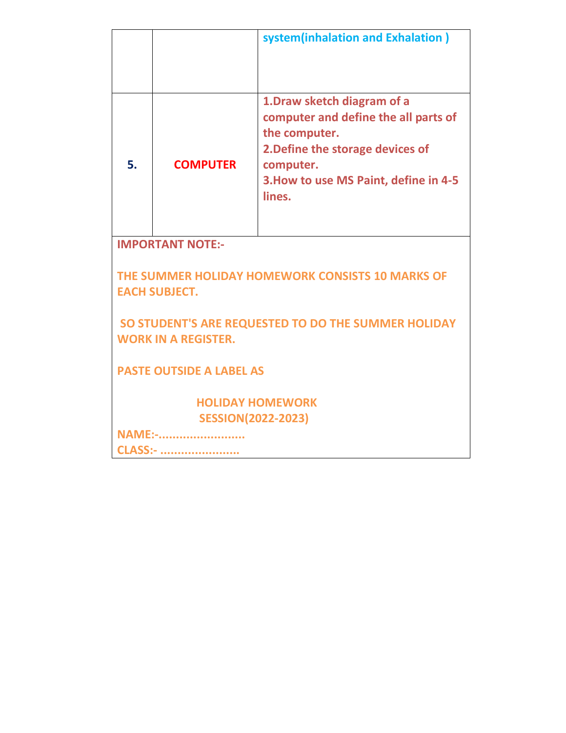| | | |
|---|---|---|
| | | **system(inhalation and Exhalation )** |
| **5.** | **COMPUTER** | **1.Draw sketch diagram of a computer and define the all parts of the computer.**<br>**2.Define the storage devices of computer.**<br>**3.How to use MS Paint, define in 4-5 lines.** |

**IMPORTANT NOTE:-**

**THE SUMMER HOLIDAY HOMEWORK CONSISTS 10 MARKS OF EACH SUBJECT.**

**SO STUDENT'S ARE REQUESTED TO DO THE SUMMER HOLIDAY WORK IN A REGISTER.**

**PASTE OUTSIDE A LABEL AS**

**HOLIDAY HOMEWORK**
**SESSION(2022-2023)**

**NAME:-.........................**
**CLASS:- .......................**